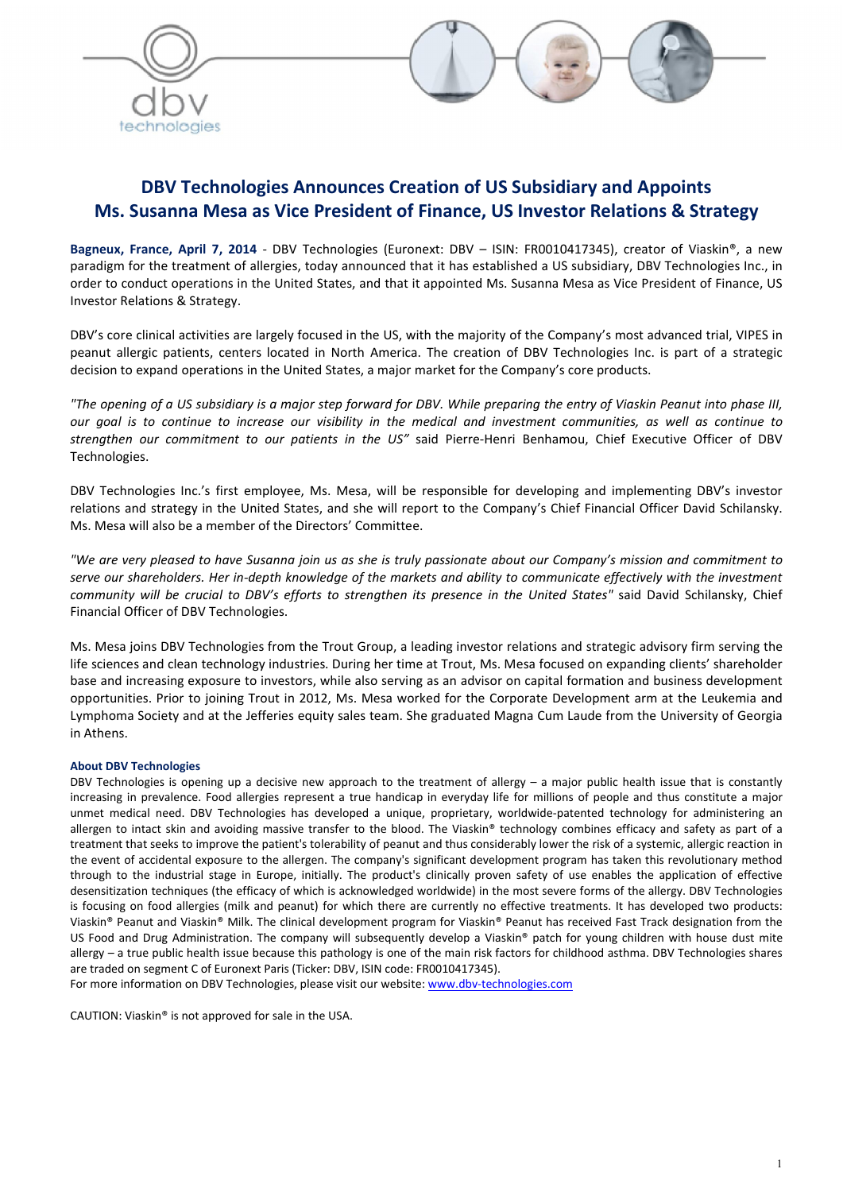# DBV Technologies Announces Creation of US Subsidiary and Appoints Ms. Susanna Mesa as Vice President of Finance, US Investor Relations & Strategy

**Bagneux, France, April 7, 2014** - DBV Technologies (Euronext: DBV – ISIN: FR0010417345), creator of Viaskin®, a new paradigm for the treatment of allergies, today announced that it has established a US subsidiary, DBV Technologies Inc., in order to conduct operations in the United States, and that it appointed Ms. Susanna Mesa as Vice President of Finance, US Investor Relations & Strategy.

DBV's core clinical activities are largely focused in the US, with the majority of the Company's most advanced trial, VIPES in peanut allergic patients, centers located in North America. The creation of DBV Technologies Inc. is part of a strategic decision to expand operations in the United States, a major market for the Company's core products.

*"The opening of a US subsidiary is a major step forward for DBV. While preparing the entry of Viaskin Peanut into phase III, our goal is to continue to increase our visibility in the medical and investment communities, as well as continue to strengthen our commitment to our patients in the US"* said Pierre-Henri Benhamou, Chief Executive Officer of DBV Technologies.

DBV Technologies Inc.'s first employee, Ms. Mesa, will be responsible for developing and implementing DBV's investor relations and strategy in the United States, and she will report to the Company's Chief Financial Officer David Schilansky. Ms. Mesa will also be a member of the Directors' Committee.

*"We are very pleased to have Susanna join us as she is truly passionate about our Company's mission and commitment to serve our shareholders. Her in-depth knowledge of the markets and ability to communicate effectively with the investment community will be crucial to DBV's efforts to strengthen its presence in the United States"* said David Schilansky, Chief Financial Officer of DBV Technologies.

Ms. Mesa joins DBV Technologies from the Trout Group, a leading investor relations and strategic advisory firm serving the life sciences and clean technology industries. During her time at Trout, Ms. Mesa focused on expanding clients' shareholder base and increasing exposure to investors, while also serving as an advisor on capital formation and business development opportunities. Prior to joining Trout in 2012, Ms. Mesa worked for the Corporate Development arm at the Leukemia and Lymphoma Society and at the Jefferies equity sales team. She graduated Magna Cum Laude from the University of Georgia in Athens.

**About DBV Technologies**

DBV Technologies is opening up a decisive new approach to the treatment of allergy – a major public health issue that is constantly increasing in prevalence. Food allergies represent a true handicap in everyday life for millions of people and thus constitute a major unmet medical need. DBV Technologies has developed a unique, proprietary, worldwide-patented technology for administering an allergen to intact skin and avoiding massive transfer to the blood. The Viaskin® technology combines efficacy and safety as part of a treatment that seeks to improve the patient's tolerability of peanut and thus considerably lower the risk of a systemic, allergic reaction in the event of accidental exposure to the allergen. The company's significant development program has taken this revolutionary method through to the industrial stage in Europe, initially. The product's clinically proven safety of use enables the application of effective desensitization techniques (the efficacy of which is acknowledged worldwide) in the most severe forms of the allergy. DBV Technologies is focusing on food allergies (milk and peanut) for which there are currently no effective treatments. It has developed two products: Viaskin® Peanut and Viaskin® Milk. The clinical development program for Viaskin® Peanut has received Fast Track designation from the US Food and Drug Administration. The company will subsequently develop a Viaskin® patch for young children with house dust mite allergy – a true public health issue because this pathology is one of the main risk factors for childhood asthma. DBV Technologies shares are traded on segment C of Euronext Paris (Ticker: DBV, ISIN code: FR0010417345).
For more information on DBV Technologies, please visit our website: www.dbv-technologies.com

CAUTION: Viaskin® is not approved for sale in the USA.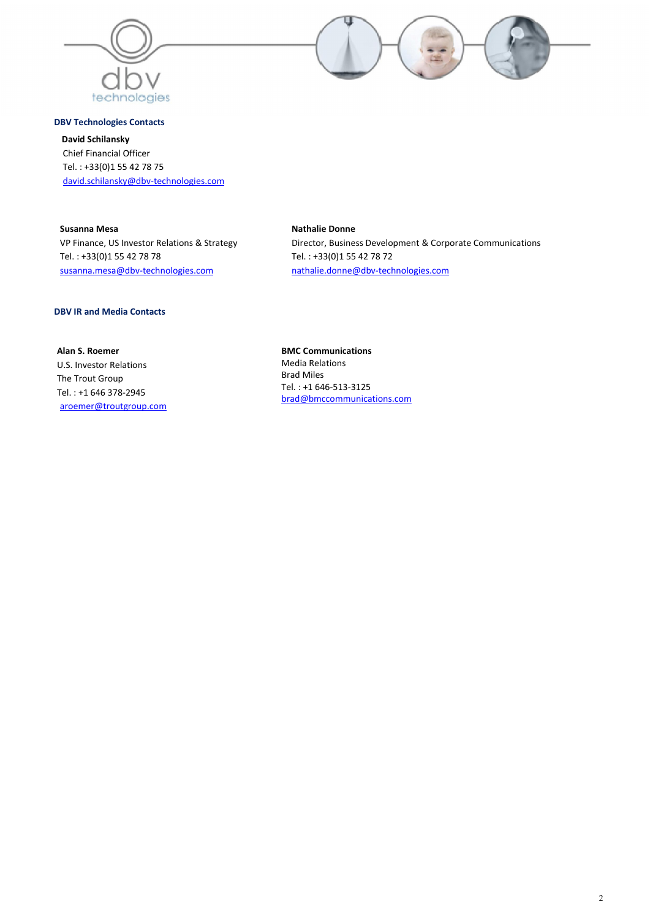**DBV Technologies Contacts**

**David Schilansky**
Chief Financial Officer
Tel. : +33(0)1 55 42 78 75
david.schilansky@dbv-technologies.com

**Susanna Mesa**
VP Finance, US Investor Relations & Strategy
Tel. : +33(0)1 55 42 78 78
susanna.mesa@dbv-technologies.com

**Nathalie Donne**
Director, Business Development & Corporate Communications
Tel. : +33(0)1 55 42 78 72
nathalie.donne@dbv-technologies.com

**DBV IR and Media Contacts**

**Alan S. Roemer**
U.S. Investor Relations
The Trout Group
Tel. : +1 646 378-2945
aroemer@troutgroup.com

**BMC Communications**
Media Relations
Brad Miles
Tel. : +1 646-513-3125
brad@bmccommunications.com